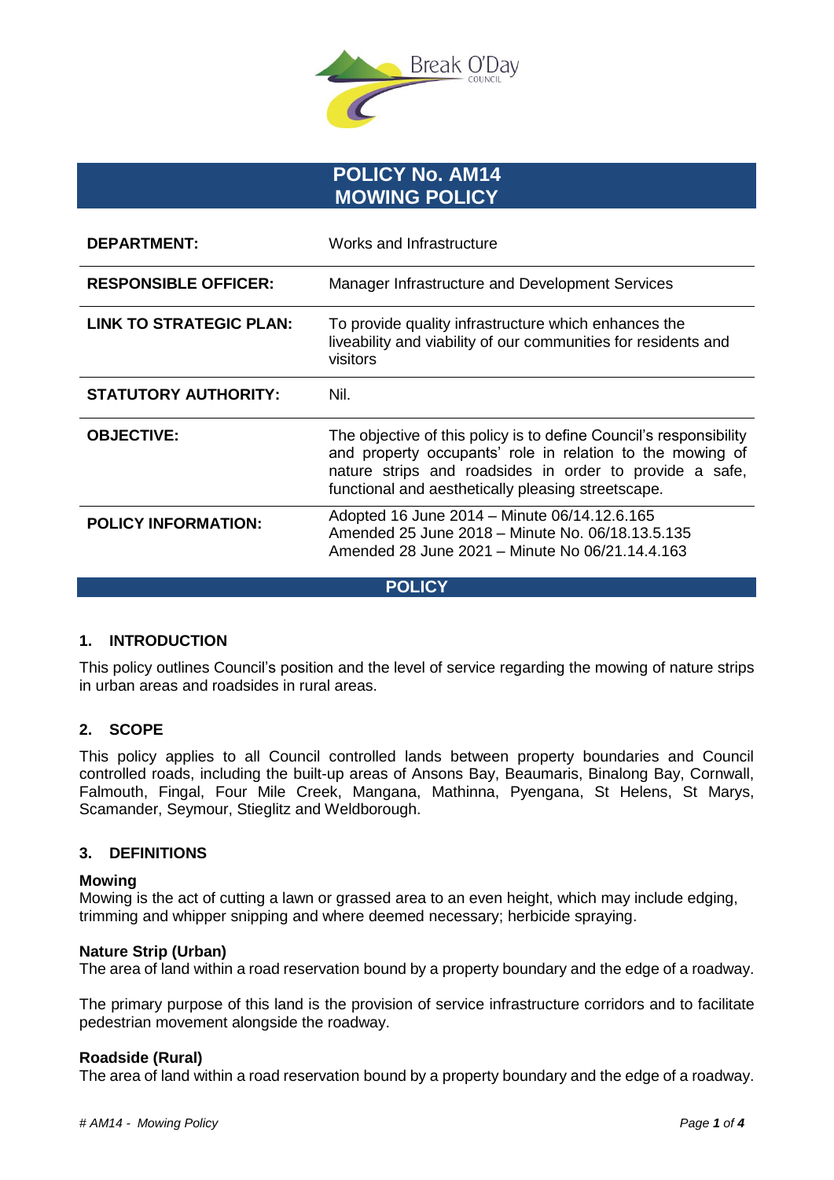# POLICY No. AM14
# MOWING POLICY

| | |
|---|---|
| **DEPARTMENT:** | Works and Infrastructure |
| **RESPONSIBLE OFFICER:** | Manager Infrastructure and Development Services |
| **LINK TO STRATEGIC PLAN:** | To provide quality infrastructure which enhances the liveability and viability of our communities for residents and visitors |
| **STATUTORY AUTHORITY:** | Nil. |
| **OBJECTIVE:** | The objective of this policy is to define Council's responsibility and property occupants' role in relation to the mowing of nature strips and roadsides in order to provide a safe, functional and aesthetically pleasing streetscape. |
| **POLICY INFORMATION:** | Adopted 16 June 2014 – Minute 06/14.12.6.165<br>Amended 25 June 2018 – Minute No. 06/18.13.5.135<br>Amended 28 June 2021 – Minute No 06/21.14.4.163 |

## POLICY

### 1. INTRODUCTION

This policy outlines Council's position and the level of service regarding the mowing of nature strips in urban areas and roadsides in rural areas.

### 2. SCOPE

This policy applies to all Council controlled lands between property boundaries and Council controlled roads, including the built-up areas of Ansons Bay, Beaumaris, Binalong Bay, Cornwall, Falmouth, Fingal, Four Mile Creek, Mangana, Mathinna, Pyengana, St Helens, St Marys, Scamander, Seymour, Stieglitz and Weldborough.

### 3. DEFINITIONS

**Mowing**
Mowing is the act of cutting a lawn or grassed area to an even height, which may include edging, trimming and whipper snipping and where deemed necessary; herbicide spraying.

**Nature Strip (Urban)**
The area of land within a road reservation bound by a property boundary and the edge of a roadway.

The primary purpose of this land is the provision of service infrastructure corridors and to facilitate pedestrian movement alongside the roadway.

**Roadside (Rural)**
The area of land within a road reservation bound by a property boundary and the edge of a roadway.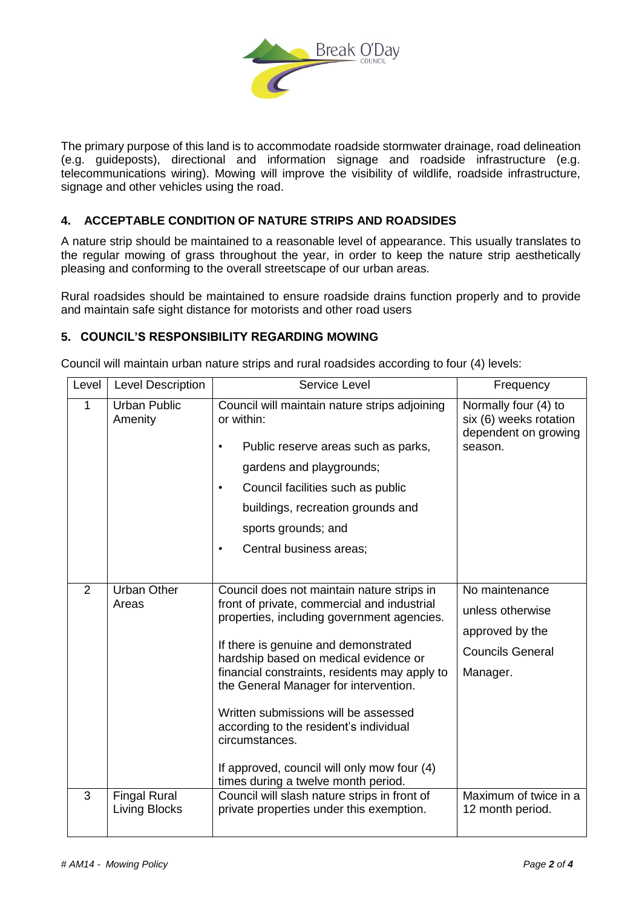The primary purpose of this land is to accommodate roadside stormwater drainage, road delineation (e.g. guideposts), directional and information signage and roadside infrastructure (e.g. telecommunications wiring). Mowing will improve the visibility of wildlife, roadside infrastructure, signage and other vehicles using the road.

## 4. ACCEPTABLE CONDITION OF NATURE STRIPS AND ROADSIDES

A nature strip should be maintained to a reasonable level of appearance. This usually translates to the regular mowing of grass throughout the year, in order to keep the nature strip aesthetically pleasing and conforming to the overall streetscape of our urban areas.

Rural roadsides should be maintained to ensure roadside drains function properly and to provide and maintain safe sight distance for motorists and other road users

## 5. COUNCIL'S RESPONSIBILITY REGARDING MOWING

Council will maintain urban nature strips and rural roadsides according to four (4) levels:

| Level | Level Description | Service Level | Frequency |
|---|---|---|---|
| 1 | Urban Public Amenity | Council will maintain nature strips adjoining or within:<br>• Public reserve areas such as parks, gardens and playgrounds;<br>• Council facilities such as public buildings, recreation grounds and sports grounds; and<br>• Central business areas; | Normally four (4) to six (6) weeks rotation dependent on growing season. |
| 2 | Urban Other Areas | Council does not maintain nature strips in front of private, commercial and industrial properties, including government agencies.<br><br>If there is genuine and demonstrated hardship based on medical evidence or financial constraints, residents may apply to the General Manager for intervention.<br><br>Written submissions will be assessed according to the resident's individual circumstances.<br><br>If approved, council will only mow four (4) times during a twelve month period. | No maintenance unless otherwise approved by the Councils General Manager. |
| 3 | Fingal Rural Living Blocks | Council will slash nature strips in front of private properties under this exemption. | Maximum of twice in a 12 month period. |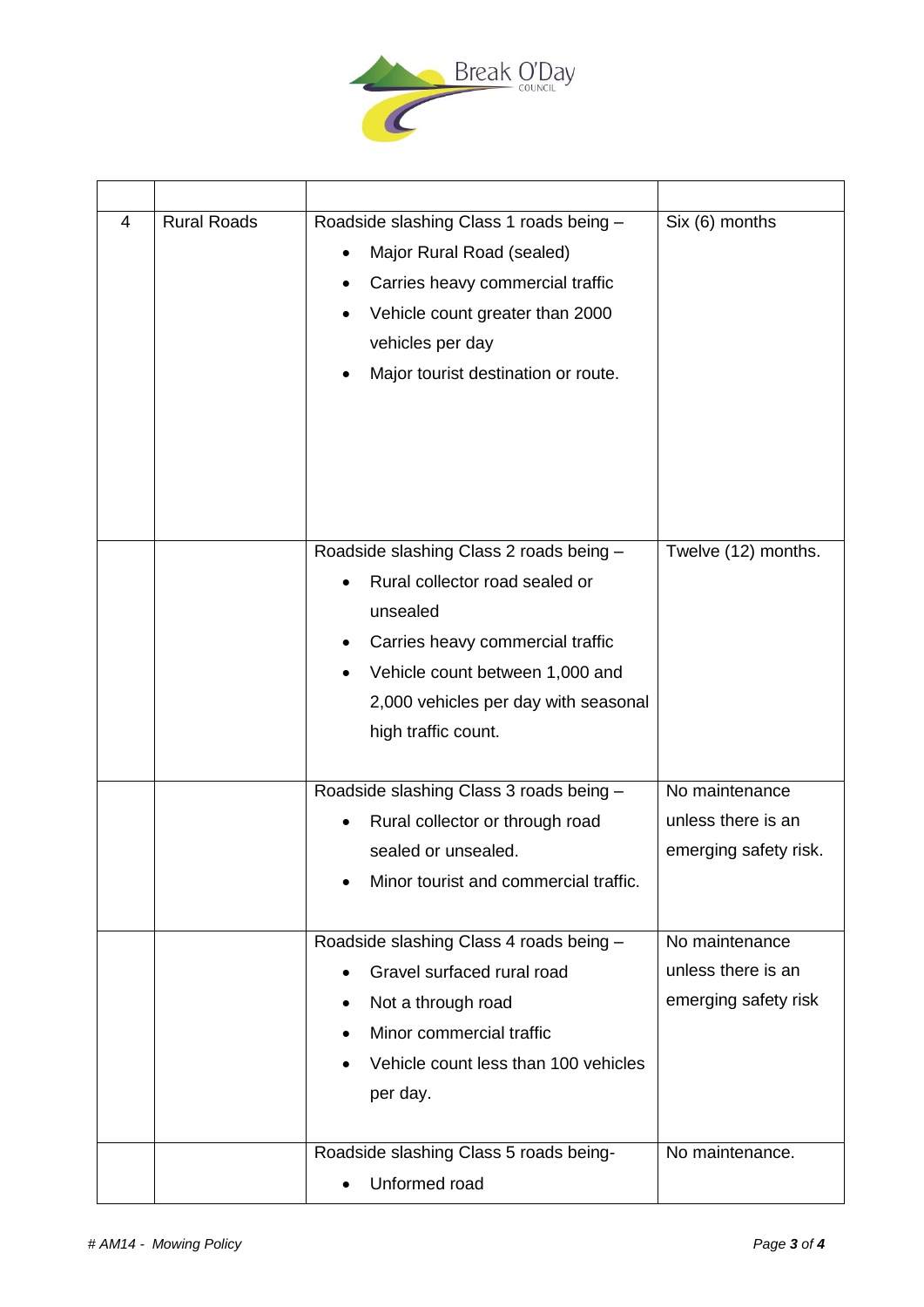| | | | |
|---|---|---|---|
| 4 | Rural Roads | Roadside slashing Class 1 roads being – <br>• Major Rural Road (sealed)<br>• Carries heavy commercial traffic<br>• Vehicle count greater than 2000 vehicles per day<br>• Major tourist destination or route. | Six (6) months |
| | | Roadside slashing Class 2 roads being – <br>• Rural collector road sealed or unsealed<br>• Carries heavy commercial traffic<br>• Vehicle count between 1,000 and 2,000 vehicles per day with seasonal high traffic count. | Twelve (12) months. |
| | | Roadside slashing Class 3 roads being – <br>• Rural collector or through road sealed or unsealed.<br>• Minor tourist and commercial traffic. | No maintenance unless there is an emerging safety risk. |
| | | Roadside slashing Class 4 roads being – <br>• Gravel surfaced rural road<br>• Not a through road<br>• Minor commercial traffic<br>• Vehicle count less than 100 vehicles per day. | No maintenance unless there is an emerging safety risk |
| | | Roadside slashing Class 5 roads being-<br>• Unformed road | No maintenance. |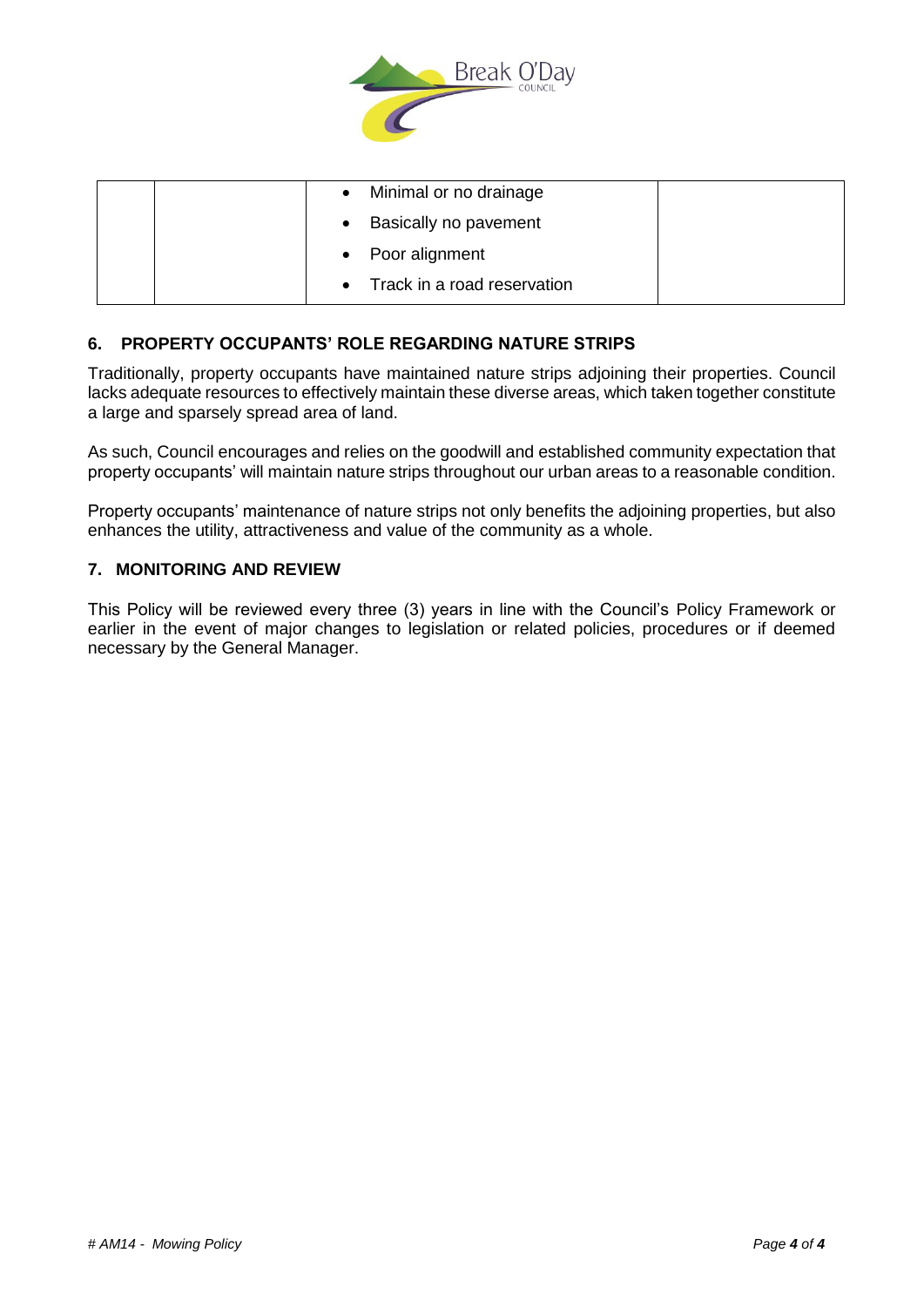| | | | |
|---|---|---|---|
| | | • Minimal or no drainage<br>• Basically no pavement<br>• Poor alignment<br>• Track in a road reservation | |

## 6. PROPERTY OCCUPANTS' ROLE REGARDING NATURE STRIPS

Traditionally, property occupants have maintained nature strips adjoining their properties. Council lacks adequate resources to effectively maintain these diverse areas, which taken together constitute a large and sparsely spread area of land.

As such, Council encourages and relies on the goodwill and established community expectation that property occupants' will maintain nature strips throughout our urban areas to a reasonable condition.

Property occupants' maintenance of nature strips not only benefits the adjoining properties, but also enhances the utility, attractiveness and value of the community as a whole.

## 7. MONITORING AND REVIEW

This Policy will be reviewed every three (3) years in line with the Council's Policy Framework or earlier in the event of major changes to legislation or related policies, procedures or if deemed necessary by the General Manager.